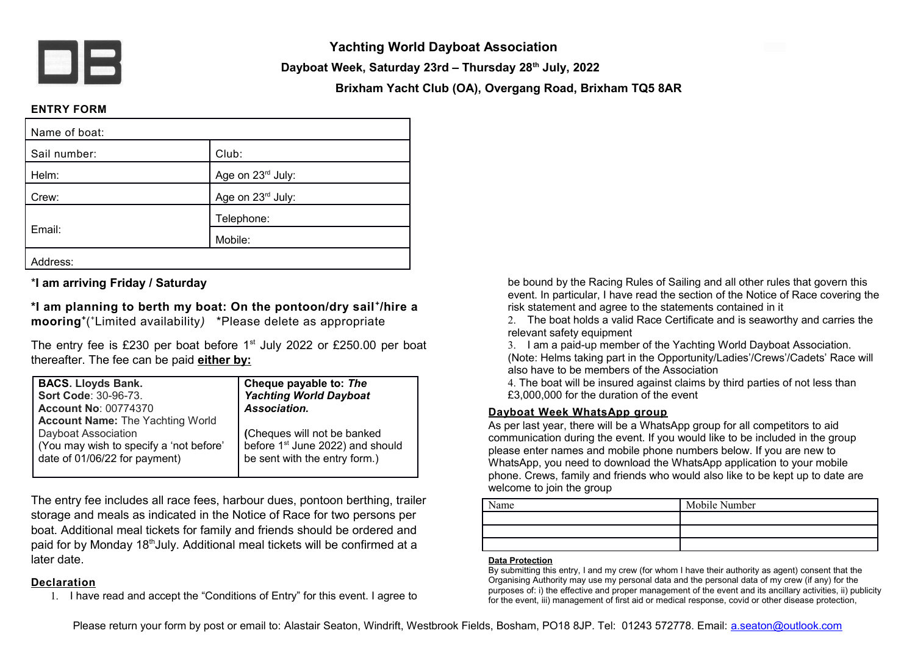# Yachting World Dayboat Association

## Dayboat Week, Saturday 23rd – Thursday 28th July, 2022

## Brixham Yacht Club (OA), Overgang Road, Brixham TQ5 8AR

**ENTRY FORM**

| Name of boat: | |
|---|---|
| Sail number: | Club: |
| Helm: | Age on 23rd July: |
| Crew: | Age on 23rd July: |
| Email: | Telephone: |
| | Mobile: |
| Address: | |

**\*I am arriving Friday / Saturday**

**\*I am planning to berth my boat: On the pontoon/dry sail⁺/hire a mooring⁺**(⁺Limited availability) \*Please delete as appropriate

The entry fee is £230 per boat before 1st July 2022 or £250.00 per boat thereafter. The fee can be paid **either by:**

| **BACS. Lloyds Bank.** **Sort Code**: 30-96-73. **Account No**: 00774370 **Account Name:** The Yachting World Dayboat Association (You may wish to specify a 'not before' date of 01/06/22 for payment) | **Cheque payable to:** ***The Yachting World Dayboat Association.*** **(**Cheques will not be banked before 1st June 2022) and should be sent with the entry form.) |
|---|---|

The entry fee includes all race fees, harbour dues, pontoon berthing, trailer storage and meals as indicated in the Notice of Race for two persons per boat. Additional meal tickets for family and friends should be ordered and paid for by Monday 18thJuly. Additional meal tickets will be confirmed at a later date.

**Declaration**

1. I have read and accept the "Conditions of Entry" for this event. I agree to be bound by the Racing Rules of Sailing and all other rules that govern this event. In particular, I have read the section of the Notice of Race covering the risk statement and agree to the statements contained in it
2. The boat holds a valid Race Certificate and is seaworthy and carries the relevant safety equipment
3. I am a paid-up member of the Yachting World Dayboat Association. (Note: Helms taking part in the Opportunity/Ladies'/Crews'/Cadets' Race will also have to be members of the Association
4. The boat will be insured against claims by third parties of not less than £3,000,000 for the duration of the event

**Dayboat Week WhatsApp group**

As per last year, there will be a WhatsApp group for all competitors to aid communication during the event. If you would like to be included in the group please enter names and mobile phone numbers below. If you are new to WhatsApp, you need to download the WhatsApp application to your mobile phone. Crews, family and friends who would also like to be kept up to date are welcome to join the group

| Name | Mobile Number |
|---|---|
| | |
| | |
| | |

**Data Protection**

By submitting this entry, I and my crew (for whom I have their authority as agent) consent that the Organising Authority may use my personal data and the personal data of my crew (if any) for the purposes of: i) the effective and proper management of the event and its ancillary activities, ii) publicity for the event, iii) management of first aid or medical response, covid or other disease protection,

Please return your form by post or email to: Alastair Seaton, Windrift, Westbrook Fields, Bosham, PO18 8JP. Tel: 01243 572778. Email: a.seaton@outlook.com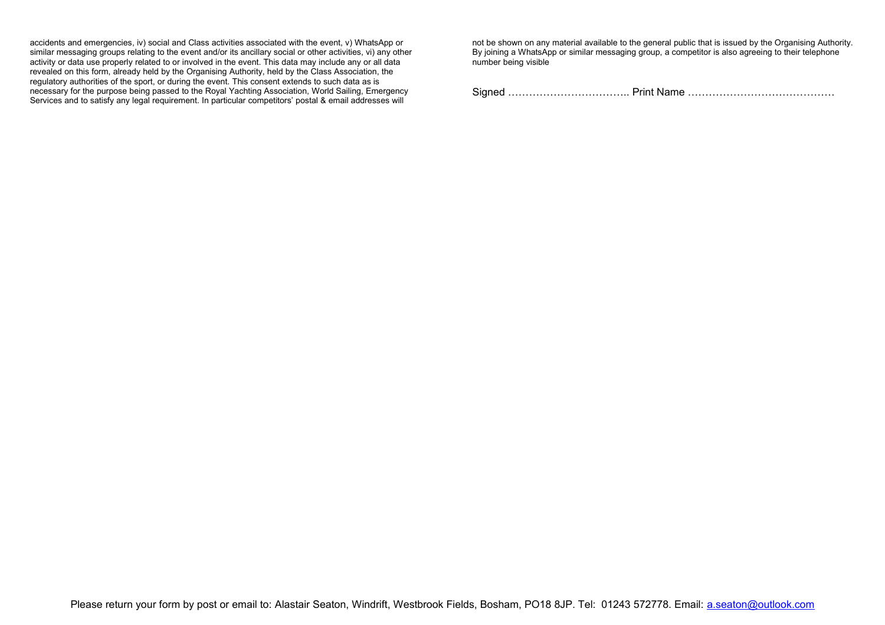accidents and emergencies, iv) social and Class activities associated with the event, v) WhatsApp or similar messaging groups relating to the event and/or its ancillary social or other activities, vi) any other activity or data use properly related to or involved in the event. This data may include any or all data revealed on this form, already held by the Organising Authority, held by the Class Association, the regulatory authorities of the sport, or during the event. This consent extends to such data as is necessary for the purpose being passed to the Royal Yachting Association, World Sailing, Emergency Services and to satisfy any legal requirement. In particular competitors' postal & email addresses will not be shown on any material available to the general public that is issued by the Organising Authority. By joining a WhatsApp or similar messaging group, a competitor is also agreeing to their telephone number being visible

Signed …………………………….. Print Name …………………………………

Please return your form by post or email to: Alastair Seaton, Windrift, Westbrook Fields, Bosham, PO18 8JP. Tel: 01243 572778. Email: a.seaton@outlook.com